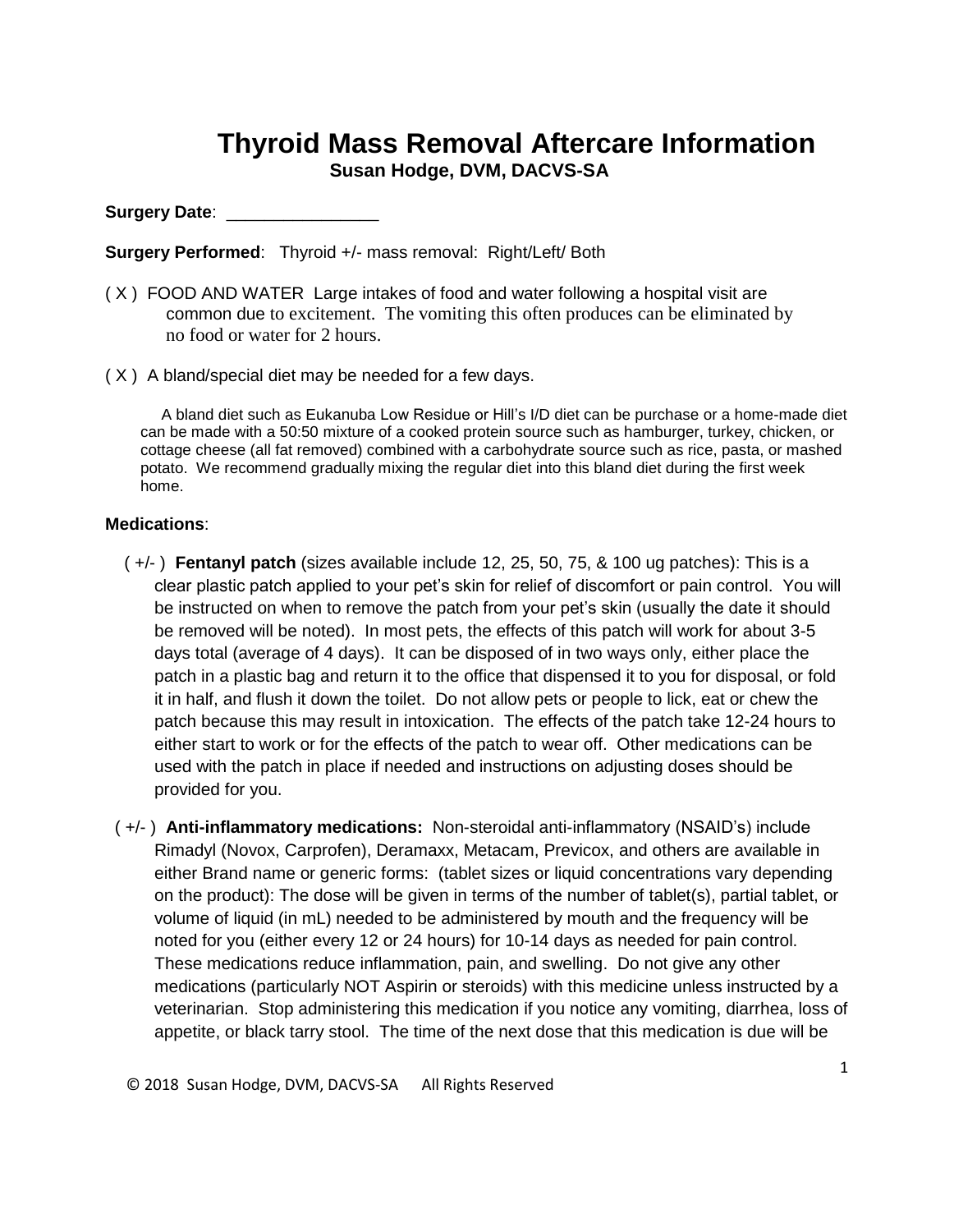# Thyroid Mass Removal Aftercare Information

**Susan Hodge, DVM, DACVS-SA**

**Surgery Date**: _______________

**Surgery Performed**: Thyroid +/- mass removal: Right/Left/ Both

( X ) FOOD AND WATER Large intakes of food and water following a hospital visit are common due to excitement. The vomiting this often produces can be eliminated by no food or water for 2 hours.

( X ) A bland/special diet may be needed for a few days.

A bland diet such as Eukanuba Low Residue or Hill's I/D diet can be purchase or a home-made diet can be made with a 50:50 mixture of a cooked protein source such as hamburger, turkey, chicken, or cottage cheese (all fat removed) combined with a carbohydrate source such as rice, pasta, or mashed potato. We recommend gradually mixing the regular diet into this bland diet during the first week home.

**Medications**:

( +/- ) **Fentanyl patch** (sizes available include 12, 25, 50, 75, & 100 ug patches): This is a clear plastic patch applied to your pet's skin for relief of discomfort or pain control. You will be instructed on when to remove the patch from your pet's skin (usually the date it should be removed will be noted). In most pets, the effects of this patch will work for about 3-5 days total (average of 4 days). It can be disposed of in two ways only, either place the patch in a plastic bag and return it to the office that dispensed it to you for disposal, or fold it in half, and flush it down the toilet. Do not allow pets or people to lick, eat or chew the patch because this may result in intoxication. The effects of the patch take 12-24 hours to either start to work or for the effects of the patch to wear off. Other medications can be used with the patch in place if needed and instructions on adjusting doses should be provided for you.

( +/- ) **Anti-inflammatory medications:** Non-steroidal anti-inflammatory (NSAID's) include Rimadyl (Novox, Carprofen), Deramaxx, Metacam, Previcox, and others are available in either Brand name or generic forms: (tablet sizes or liquid concentrations vary depending on the product): The dose will be given in terms of the number of tablet(s), partial tablet, or volume of liquid (in mL) needed to be administered by mouth and the frequency will be noted for you (either every 12 or 24 hours) for 10-14 days as needed for pain control. These medications reduce inflammation, pain, and swelling. Do not give any other medications (particularly NOT Aspirin or steroids) with this medicine unless instructed by a veterinarian. Stop administering this medication if you notice any vomiting, diarrhea, loss of appetite, or black tarry stool. The time of the next dose that this medication is due will be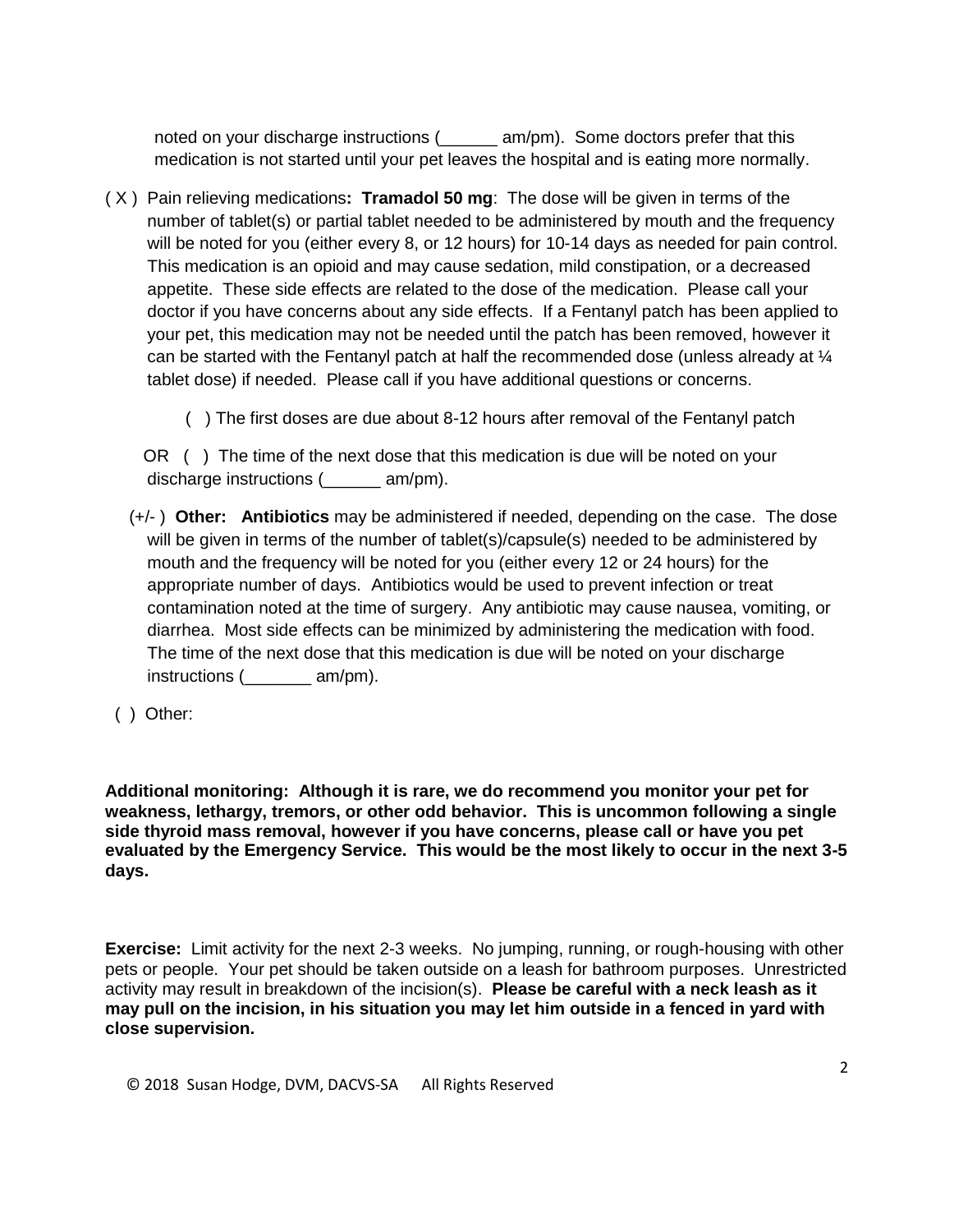noted on your discharge instructions (______ am/pm). Some doctors prefer that this medication is not started until your pet leaves the hospital and is eating more normally.

( X ) Pain relieving medications**: Tramadol 50 mg**: The dose will be given in terms of the number of tablet(s) or partial tablet needed to be administered by mouth and the frequency will be noted for you (either every 8, or 12 hours) for 10-14 days as needed for pain control. This medication is an opioid and may cause sedation, mild constipation, or a decreased appetite. These side effects are related to the dose of the medication. Please call your doctor if you have concerns about any side effects. If a Fentanyl patch has been applied to your pet, this medication may not be needed until the patch has been removed, however it can be started with the Fentanyl patch at half the recommended dose (unless already at ¼ tablet dose) if needed. Please call if you have additional questions or concerns.

( ) The first doses are due about 8-12 hours after removal of the Fentanyl patch

OR ( ) The time of the next dose that this medication is due will be noted on your discharge instructions (______ am/pm).

(+/- ) **Other: Antibiotics** may be administered if needed, depending on the case. The dose will be given in terms of the number of tablet(s)/capsule(s) needed to be administered by mouth and the frequency will be noted for you (either every 12 or 24 hours) for the appropriate number of days. Antibiotics would be used to prevent infection or treat contamination noted at the time of surgery. Any antibiotic may cause nausea, vomiting, or diarrhea. Most side effects can be minimized by administering the medication with food. The time of the next dose that this medication is due will be noted on your discharge instructions (_______ am/pm).

( ) Other:

**Additional monitoring: Although it is rare, we do recommend you monitor your pet for weakness, lethargy, tremors, or other odd behavior. This is uncommon following a single side thyroid mass removal, however if you have concerns, please call or have you pet evaluated by the Emergency Service. This would be the most likely to occur in the next 3-5 days.**

**Exercise:** Limit activity for the next 2-3 weeks. No jumping, running, or rough-housing with other pets or people. Your pet should be taken outside on a leash for bathroom purposes. Unrestricted activity may result in breakdown of the incision(s). **Please be careful with a neck leash as it may pull on the incision, in his situation you may let him outside in a fenced in yard with close supervision.**

© 2018 Susan Hodge, DVM, DACVS-SA All Rights Reserved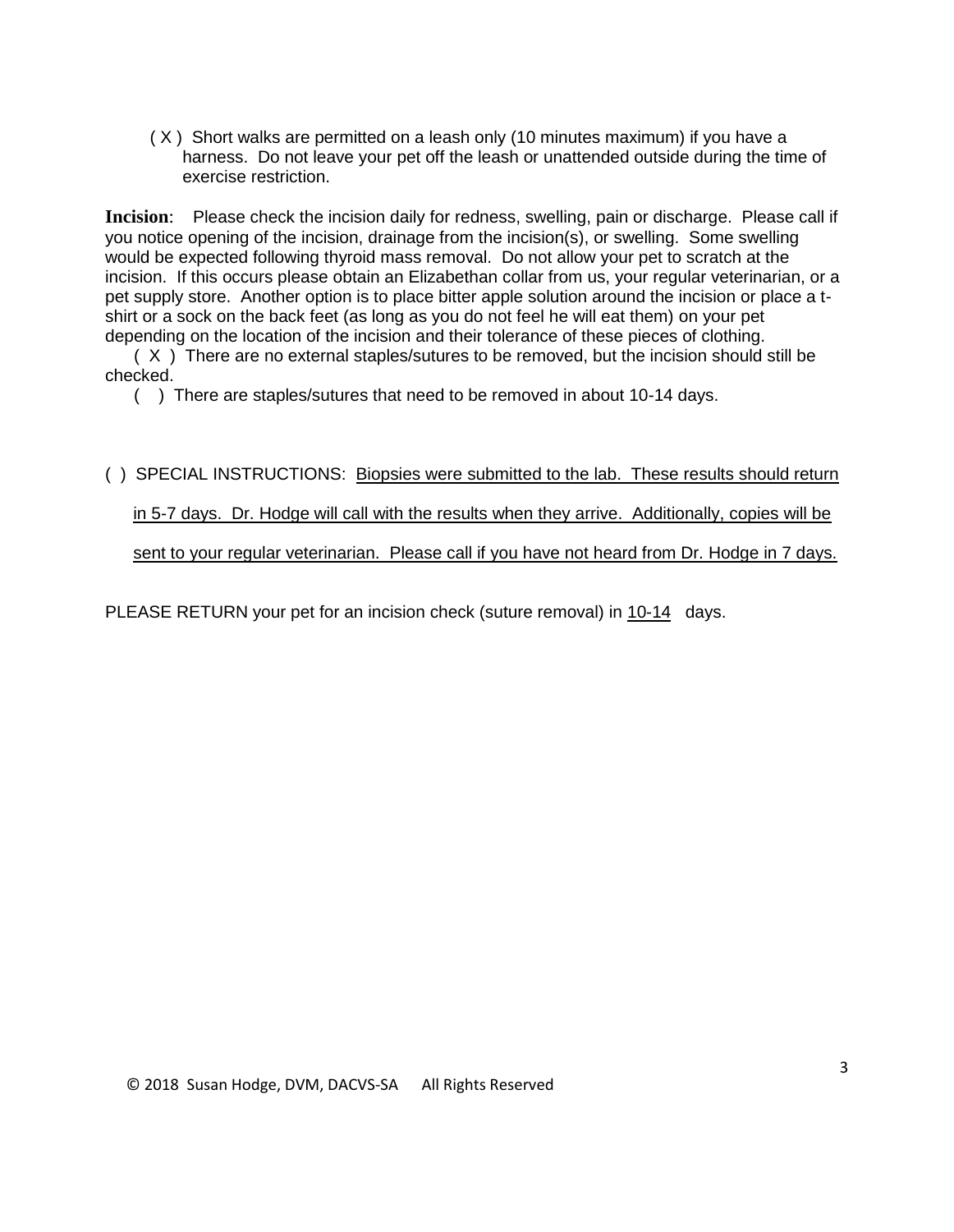( X ) Short walks are permitted on a leash only (10 minutes maximum) if you have a harness. Do not leave your pet off the leash or unattended outside during the time of exercise restriction.

**Incision**: Please check the incision daily for redness, swelling, pain or discharge. Please call if you notice opening of the incision, drainage from the incision(s), or swelling. Some swelling would be expected following thyroid mass removal. Do not allow your pet to scratch at the incision. If this occurs please obtain an Elizabethan collar from us, your regular veterinarian, or a pet supply store. Another option is to place bitter apple solution around the incision or place a t-shirt or a sock on the back feet (as long as you do not feel he will eat them) on your pet depending on the location of the incision and their tolerance of these pieces of clothing.

( X ) There are no external staples/sutures to be removed, but the incision should still be checked.

( ) There are staples/sutures that need to be removed in about 10-14 days.

( ) SPECIAL INSTRUCTIONS: Biopsies were submitted to the lab. These results should return in 5-7 days. Dr. Hodge will call with the results when they arrive. Additionally, copies will be sent to your regular veterinarian. Please call if you have not heard from Dr. Hodge in 7 days.

PLEASE RETURN your pet for an incision check (suture removal) in 10-14 days.

© 2018 Susan Hodge, DVM, DACVS-SA All Rights Reserved